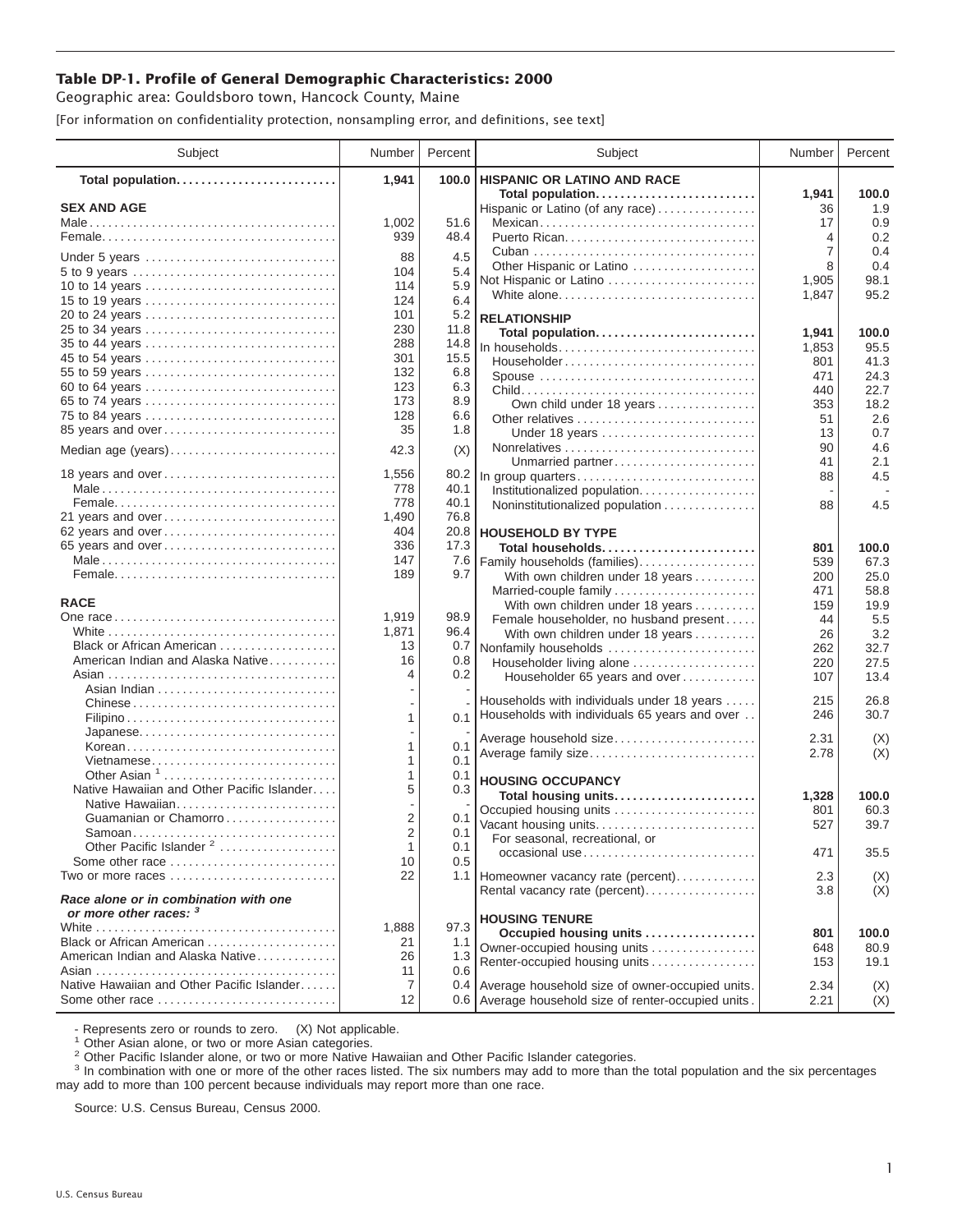# Table DP-1. Profile of General Demographic Characteristics: 2000

Geographic area: Gouldsboro town, Hancock County, Maine

[For information on confidentiality protection, nonsampling error, and definitions, see text]

| Subject | Number | Percent |
|---|---|---|
| **Total population** | **1,941** | **100.0** |
| **SEX AND AGE** | | |
| Male | 1,002 | 51.6 |
| Female | 939 | 48.4 |
| Under 5 years | 88 | 4.5 |
| 5 to 9 years | 104 | 5.4 |
| 10 to 14 years | 114 | 5.9 |
| 15 to 19 years | 124 | 6.4 |
| 20 to 24 years | 101 | 5.2 |
| 25 to 34 years | 230 | 11.8 |
| 35 to 44 years | 288 | 14.8 |
| 45 to 54 years | 301 | 15.5 |
| 55 to 59 years | 132 | 6.8 |
| 60 to 64 years | 123 | 6.3 |
| 65 to 74 years | 173 | 8.9 |
| 75 to 84 years | 128 | 6.6 |
| 85 years and over | 35 | 1.8 |
| Median age (years) | 42.3 | (X) |
| 18 years and over | 1,556 | 80.2 |
| Male | 778 | 40.1 |
| Female | 778 | 40.1 |
| 21 years and over | 1,490 | 76.8 |
| 62 years and over | 404 | 20.8 |
| 65 years and over | 336 | 17.3 |
| Male | 147 | 7.6 |
| Female | 189 | 9.7 |
| **RACE** | | |
| One race | 1,919 | 98.9 |
| White | 1,871 | 96.4 |
| Black or African American | 13 | 0.7 |
| American Indian and Alaska Native | 16 | 0.8 |
| Asian | 4 | 0.2 |
| Asian Indian | - | - |
| Chinese | - | - |
| Filipino | 1 | 0.1 |
| Japanese | - | - |
| Korean | 1 | 0.1 |
| Vietnamese | 1 | 0.1 |
| Other Asian [1] | 1 | 0.1 |
| Native Hawaiian and Other Pacific Islander | 5 | 0.3 |
| Native Hawaiian | - | - |
| Guamanian or Chamorro | 2 | 0.1 |
| Samoan | 2 | 0.1 |
| Other Pacific Islander [2] | 1 | 0.1 |
| Some other race | 10 | 0.5 |
| Two or more races | 22 | 1.1 |
| ***Race alone or in combination with one or more other races:*** [3] | | |
| White | 1,888 | 97.3 |
| Black or African American | 21 | 1.1 |
| American Indian and Alaska Native | 26 | 1.3 |
| Asian | 11 | 0.6 |
| Native Hawaiian and Other Pacific Islander | 7 | 0.4 |
| Some other race | 12 | 0.6 |
| **HISPANIC OR LATINO AND RACE** | | |
| **Total population** | **1,941** | **100.0** |
| Hispanic or Latino (of any race) | 36 | 1.9 |
| Mexican | 17 | 0.9 |
| Puerto Rican | 4 | 0.2 |
| Cuban | 7 | 0.4 |
| Other Hispanic or Latino | 8 | 0.4 |
| Not Hispanic or Latino | 1,905 | 98.1 |
| White alone | 1,847 | 95.2 |
| **RELATIONSHIP** | | |
| **Total population** | **1,941** | **100.0** |
| In households | 1,853 | 95.5 |
| Householder | 801 | 41.3 |
| Spouse | 471 | 24.3 |
| Child | 440 | 22.7 |
| Own child under 18 years | 353 | 18.2 |
| Other relatives | 51 | 2.6 |
| Under 18 years | 13 | 0.7 |
| Nonrelatives | 90 | 4.6 |
| Unmarried partner | 41 | 2.1 |
| In group quarters | 88 | 4.5 |
| Institutionalized population | - | - |
| Noninstitutionalized population | 88 | 4.5 |
| **HOUSEHOLD BY TYPE** | | |
| **Total households** | **801** | **100.0** |
| Family households (families) | 539 | 67.3 |
| With own children under 18 years | 200 | 25.0 |
| Married-couple family | 471 | 58.8 |
| With own children under 18 years | 159 | 19.9 |
| Female householder, no husband present | 44 | 5.5 |
| With own children under 18 years | 26 | 3.2 |
| Nonfamily households | 262 | 32.7 |
| Householder living alone | 220 | 27.5 |
| Householder 65 years and over | 107 | 13.4 |
| Households with individuals under 18 years | 215 | 26.8 |
| Households with individuals 65 years and over | 246 | 30.7 |
| Average household size | 2.31 | (X) |
| Average family size | 2.78 | (X) |
| **HOUSING OCCUPANCY** | | |
| **Total housing units** | **1,328** | **100.0** |
| Occupied housing units | 801 | 60.3 |
| Vacant housing units | 527 | 39.7 |
| For seasonal, recreational, or occasional use | 471 | 35.5 |
| Homeowner vacancy rate (percent) | 2.3 | (X) |
| Rental vacancy rate (percent) | 3.8 | (X) |
| **HOUSING TENURE** | | |
| **Occupied housing units** | **801** | **100.0** |
| Owner-occupied housing units | 648 | 80.9 |
| Renter-occupied housing units | 153 | 19.1 |
| Average household size of owner-occupied units | 2.34 | (X) |
| Average household size of renter-occupied units | 2.21 | (X) |

- Represents zero or rounds to zero. (X) Not applicable.

[1] Other Asian alone, or two or more Asian categories.

[2] Other Pacific Islander alone, or two or more Native Hawaiian and Other Pacific Islander categories.

[3] In combination with one or more of the other races listed. The six numbers may add to more than the total population and the six percentages may add to more than 100 percent because individuals may report more than one race.

Source: U.S. Census Bureau, Census 2000.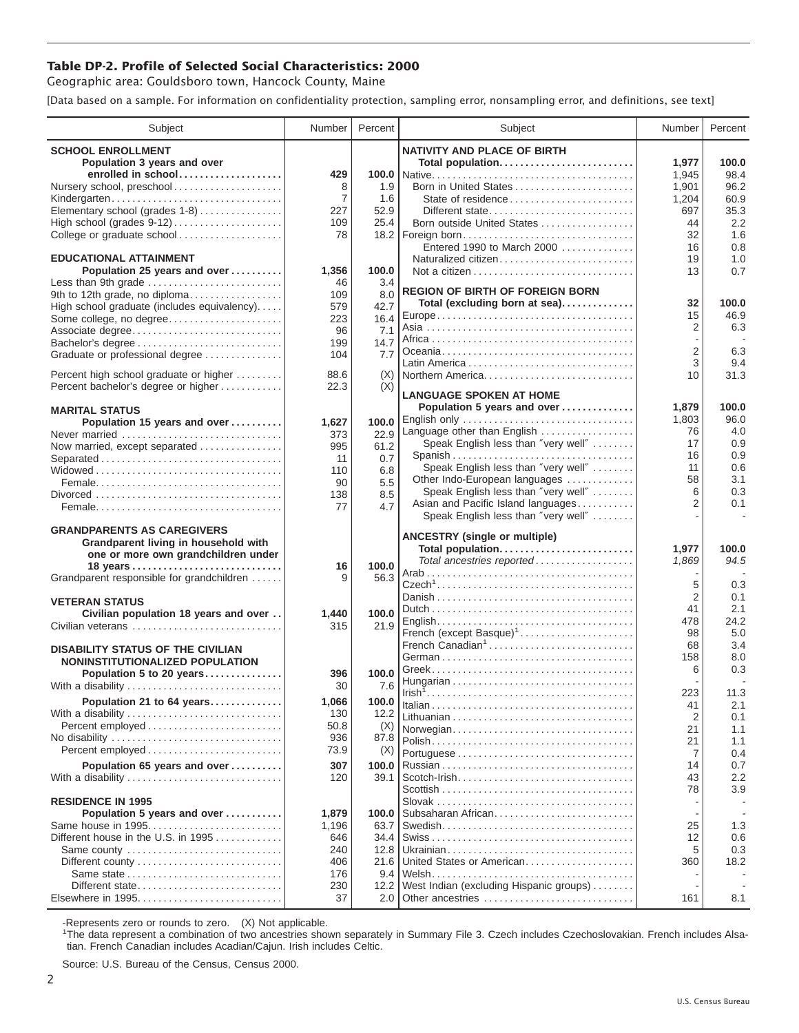# Table DP-2. Profile of Selected Social Characteristics: 2000

Geographic area: Gouldsboro town, Hancock County, Maine

[Data based on a sample. For information on confidentiality protection, sampling error, nonsampling error, and definitions, see text]

| Subject | Number | Percent |
|---|---|---|
| **SCHOOL ENROLLMENT** | | |
| **Population 3 years and over enrolled in school** | **429** | **100.0** |
| Nursery school, preschool | 8 | 1.9 |
| Kindergarten | 7 | 1.6 |
| Elementary school (grades 1-8) | 227 | 52.9 |
| High school (grades 9-12) | 109 | 25.4 |
| College or graduate school | 78 | 18.2 |
| **EDUCATIONAL ATTAINMENT** | | |
| **Population 25 years and over** | **1,356** | **100.0** |
| Less than 9th grade | 46 | 3.4 |
| 9th to 12th grade, no diploma | 109 | 8.0 |
| High school graduate (includes equivalency) | 579 | 42.7 |
| Some college, no degree | 223 | 16.4 |
| Associate degree | 96 | 7.1 |
| Bachelor's degree | 199 | 14.7 |
| Graduate or professional degree | 104 | 7.7 |
| Percent high school graduate or higher | 88.6 | (X) |
| Percent bachelor's degree or higher | 22.3 | (X) |
| **MARITAL STATUS** | | |
| **Population 15 years and over** | **1,627** | **100.0** |
| Never married | 373 | 22.9 |
| Now married, except separated | 995 | 61.2 |
| Separated | 11 | 0.7 |
| Widowed | 110 | 6.8 |
| Female | 90 | 5.5 |
| Divorced | 138 | 8.5 |
| Female | 77 | 4.7 |
| **GRANDPARENTS AS CAREGIVERS** | | |
| **Grandparent living in household with one or more own grandchildren under 18 years** | **16** | **100.0** |
| Grandparent responsible for grandchildren | 9 | 56.3 |
| **VETERAN STATUS** | | |
| **Civilian population 18 years and over** | **1,440** | **100.0** |
| Civilian veterans | 315 | 21.9 |
| **DISABILITY STATUS OF THE CIVILIAN NONINSTITUTIONALIZED POPULATION** | | |
| **Population 5 to 20 years** | **396** | **100.0** |
| With a disability | 30 | 7.6 |
| **Population 21 to 64 years** | **1,066** | **100.0** |
| With a disability | 130 | 12.2 |
| Percent employed | 50.8 | (X) |
| No disability | 936 | 87.8 |
| Percent employed | 73.9 | (X) |
| **Population 65 years and over** | **307** | **100.0** |
| With a disability | 120 | 39.1 |
| **RESIDENCE IN 1995** | | |
| **Population 5 years and over** | **1,879** | **100.0** |
| Same house in 1995 | 1,196 | 63.7 |
| Different house in the U.S. in 1995 | 646 | 34.4 |
| Same county | 240 | 12.8 |
| Different county | 406 | 21.6 |
| Same state | 176 | 9.4 |
| Different state | 230 | 12.2 |
| Elsewhere in 1995 | 37 | 2.0 |

| Subject | Number | Percent |
|---|---|---|
| **NATIVITY AND PLACE OF BIRTH** | | |
| **Total population** | **1,977** | **100.0** |
| Native | 1,945 | 98.4 |
| Born in United States | 1,901 | 96.2 |
| State of residence | 1,204 | 60.9 |
| Different state | 697 | 35.3 |
| Born outside United States | 44 | 2.2 |
| Foreign born | 32 | 1.6 |
| Entered 1990 to March 2000 | 16 | 0.8 |
| Naturalized citizen | 19 | 1.0 |
| Not a citizen | 13 | 0.7 |
| **REGION OF BIRTH OF FOREIGN BORN** | | |
| **Total (excluding born at sea)** | **32** | **100.0** |
| Europe | 15 | 46.9 |
| Asia | 2 | 6.3 |
| Africa | - | - |
| Oceania | 2 | 6.3 |
| Latin America | 3 | 9.4 |
| Northern America | 10 | 31.3 |
| **LANGUAGE SPOKEN AT HOME** | | |
| **Population 5 years and over** | **1,879** | **100.0** |
| English only | 1,803 | 96.0 |
| Language other than English | 76 | 4.0 |
| Speak English less than "very well" | 17 | 0.9 |
| Spanish | 16 | 0.9 |
| Speak English less than "very well" | 11 | 0.6 |
| Other Indo-European languages | 58 | 3.1 |
| Speak English less than "very well" | 6 | 0.3 |
| Asian and Pacific Island languages | 2 | 0.1 |
| Speak English less than "very well" | - | - |
| **ANCESTRY (single or multiple)** | | |
| **Total population** | **1,977** | **100.0** |
| *Total ancestries reported* | *1,869* | *94.5* |
| Arab | - | - |
| Czech[1] | 5 | 0.3 |
| Danish | 2 | 0.1 |
| Dutch | 41 | 2.1 |
| English | 478 | 24.2 |
| French (except Basque)[1] | 98 | 5.0 |
| French Canadian[1] | 68 | 3.4 |
| German | 158 | 8.0 |
| Greek | 6 | 0.3 |
| Hungarian | - | - |
| Irish[1] | 223 | 11.3 |
| Italian | 41 | 2.1 |
| Lithuanian | 2 | 0.1 |
| Norwegian | 21 | 1.1 |
| Polish | 21 | 1.1 |
| Portuguese | 7 | 0.4 |
| Russian | 14 | 0.7 |
| Scotch-Irish | 43 | 2.2 |
| Scottish | 78 | 3.9 |
| Slovak | - | - |
| Subsaharan African | - | - |
| Swedish | 25 | 1.3 |
| Swiss | 12 | 0.6 |
| Ukrainian | 5 | 0.3 |
| United States or American | 360 | 18.2 |
| Welsh | - | - |
| West Indian (excluding Hispanic groups) | - | - |
| Other ancestries | 161 | 8.1 |

-Represents zero or rounds to zero. (X) Not applicable.

[1]The data represent a combination of two ancestries shown separately in Summary File 3. Czech includes Czechoslovakian. French includes Alsatian. French Canadian includes Acadian/Cajun. Irish includes Celtic.

Source: U.S. Bureau of the Census, Census 2000.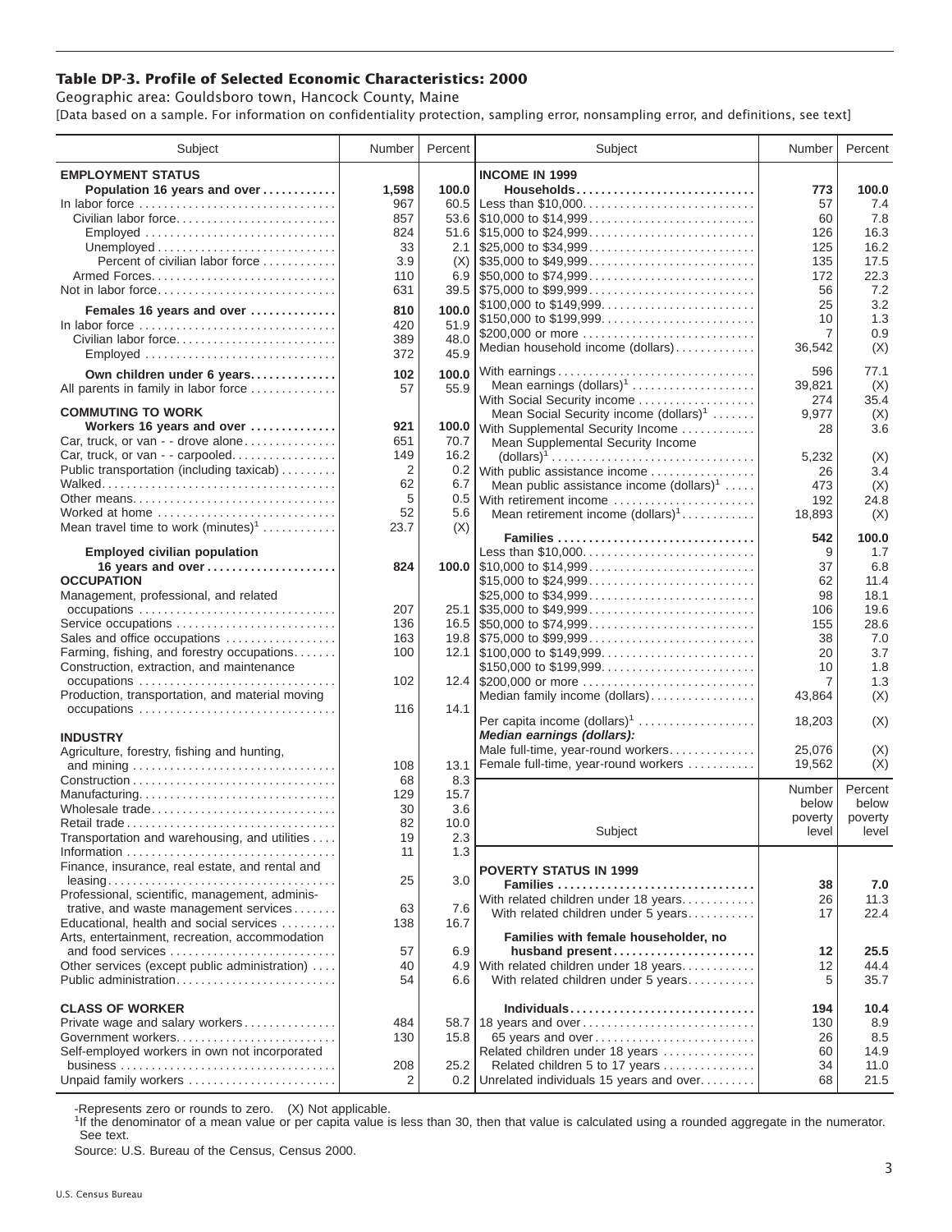### Table DP-3. Profile of Selected Economic Characteristics: 2000

Geographic area: Gouldsboro town, Hancock County, Maine

[Data based on a sample. For information on confidentiality protection, sampling error, nonsampling error, and definitions, see text]

| Subject | Number | Percent |
|---|---|---|
| **EMPLOYMENT STATUS** | | |
| **Population 16 years and over** | **1,598** | **100.0** |
| In labor force | 967 | 60.5 |
| Civilian labor force | 857 | 53.6 |
| Employed | 824 | 51.6 |
| Unemployed | 33 | 2.1 |
| Percent of civilian labor force | 3.9 | (X) |
| Armed Forces | 110 | 6.9 |
| Not in labor force | 631 | 39.5 |
| **Females 16 years and over** | **810** | **100.0** |
| In labor force | 420 | 51.9 |
| Civilian labor force | 389 | 48.0 |
| Employed | 372 | 45.9 |
| **Own children under 6 years** | **102** | **100.0** |
| All parents in family in labor force | 57 | 55.9 |
| **COMMUTING TO WORK** | | |
| **Workers 16 years and over** | **921** | **100.0** |
| Car, truck, or van - - drove alone | 651 | 70.7 |
| Car, truck, or van - - carpooled | 149 | 16.2 |
| Public transportation (including taxicab) | 2 | 0.2 |
| Walked | 62 | 6.7 |
| Other means | 5 | 0.5 |
| Worked at home | 52 | 5.6 |
| Mean travel time to work (minutes)[1] | 23.7 | (X) |
| **Employed civilian population 16 years and over** | **824** | **100.0** |
| **OCCUPATION** | | |
| Management, professional, and related occupations | 207 | 25.1 |
| Service occupations | 136 | 16.5 |
| Sales and office occupations | 163 | 19.8 |
| Farming, fishing, and forestry occupations | 100 | 12.1 |
| Construction, extraction, and maintenance occupations | 102 | 12.4 |
| Production, transportation, and material moving occupations | 116 | 14.1 |
| **INDUSTRY** | | |
| Agriculture, forestry, fishing and hunting, and mining | 108 | 13.1 |
| Construction | 68 | 8.3 |
| Manufacturing | 129 | 15.7 |
| Wholesale trade | 30 | 3.6 |
| Retail trade | 82 | 10.0 |
| Transportation and warehousing, and utilities | 19 | 2.3 |
| Information | 11 | 1.3 |
| Finance, insurance, real estate, and rental and leasing | 25 | 3.0 |
| Professional, scientific, management, administrative, and waste management services | 63 | 7.6 |
| Educational, health and social services | 138 | 16.7 |
| Arts, entertainment, recreation, accommodation and food services | 57 | 6.9 |
| Other services (except public administration) | 40 | 4.9 |
| Public administration | 54 | 6.6 |
| **CLASS OF WORKER** | | |
| Private wage and salary workers | 484 | 58.7 |
| Government workers | 130 | 15.8 |
| Self-employed workers in own not incorporated business | 208 | 25.2 |
| Unpaid family workers | 2 | 0.2 |

| Subject | Number | Percent |
|---|---|---|
| **INCOME IN 1999** | | |
| **Households** | **773** | **100.0** |
| Less than $10,000 | 57 | 7.4 |
| $10,000 to $14,999 | 60 | 7.8 |
| $15,000 to $24,999 | 126 | 16.3 |
| $25,000 to $34,999 | 125 | 16.2 |
| $35,000 to $49,999 | 135 | 17.5 |
| $50,000 to $74,999 | 172 | 22.3 |
| $75,000 to $99,999 | 56 | 7.2 |
| $100,000 to $149,999 | 25 | 3.2 |
| $150,000 to $199,999 | 10 | 1.3 |
| $200,000 or more | 7 | 0.9 |
| Median household income (dollars) | 36,542 | (X) |
| With earnings | 596 | 77.1 |
| Mean earnings (dollars)[1] | 39,821 | (X) |
| With Social Security income | 274 | 35.4 |
| Mean Social Security income (dollars)[1] | 9,977 | (X) |
| With Supplemental Security Income | 28 | 3.6 |
| Mean Supplemental Security Income (dollars)[1] | 5,232 | (X) |
| With public assistance income | 26 | 3.4 |
| Mean public assistance income (dollars)[1] | 473 | (X) |
| With retirement income | 192 | 24.8 |
| Mean retirement income (dollars)[1] | 18,893 | (X) |
| **Families** | **542** | **100.0** |
| Less than $10,000 | 9 | 1.7 |
| $10,000 to $14,999 | 37 | 6.8 |
| $15,000 to $24,999 | 62 | 11.4 |
| $25,000 to $34,999 | 98 | 18.1 |
| $35,000 to $49,999 | 106 | 19.6 |
| $50,000 to $74,999 | 155 | 28.6 |
| $75,000 to $99,999 | 38 | 7.0 |
| $100,000 to $149,999 | 20 | 3.7 |
| $150,000 to $199,999 | 10 | 1.8 |
| $200,000 or more | 7 | 1.3 |
| Median family income (dollars) | 43,864 | (X) |
| Per capita income (dollars)[1] | 18,203 | (X) |
| ***Median earnings (dollars):*** | | |
| Male full-time, year-round workers | 25,076 | (X) |
| Female full-time, year-round workers | 19,562 | (X) |

| Subject | Number below poverty level | Percent below poverty level |
|---|---|---|
| **POVERTY STATUS IN 1999** | | |
| **Families** | **38** | **7.0** |
| With related children under 18 years | 26 | 11.3 |
| With related children under 5 years | 17 | 22.4 |
| **Families with female householder, no husband present** | **12** | **25.5** |
| With related children under 18 years | 12 | 44.4 |
| With related children under 5 years | 5 | 35.7 |
| **Individuals** | **194** | **10.4** |
| 18 years and over | 130 | 8.9 |
| 65 years and over | 26 | 8.5 |
| Related children under 18 years | 60 | 14.9 |
| Related children 5 to 17 years | 34 | 11.0 |
| Unrelated individuals 15 years and over | 68 | 21.5 |

-Represents zero or rounds to zero. (X) Not applicable.

[1]If the denominator of a mean value or per capita value is less than 30, then that value is calculated using a rounded aggregate in the numerator. See text.

Source: U.S. Bureau of the Census, Census 2000.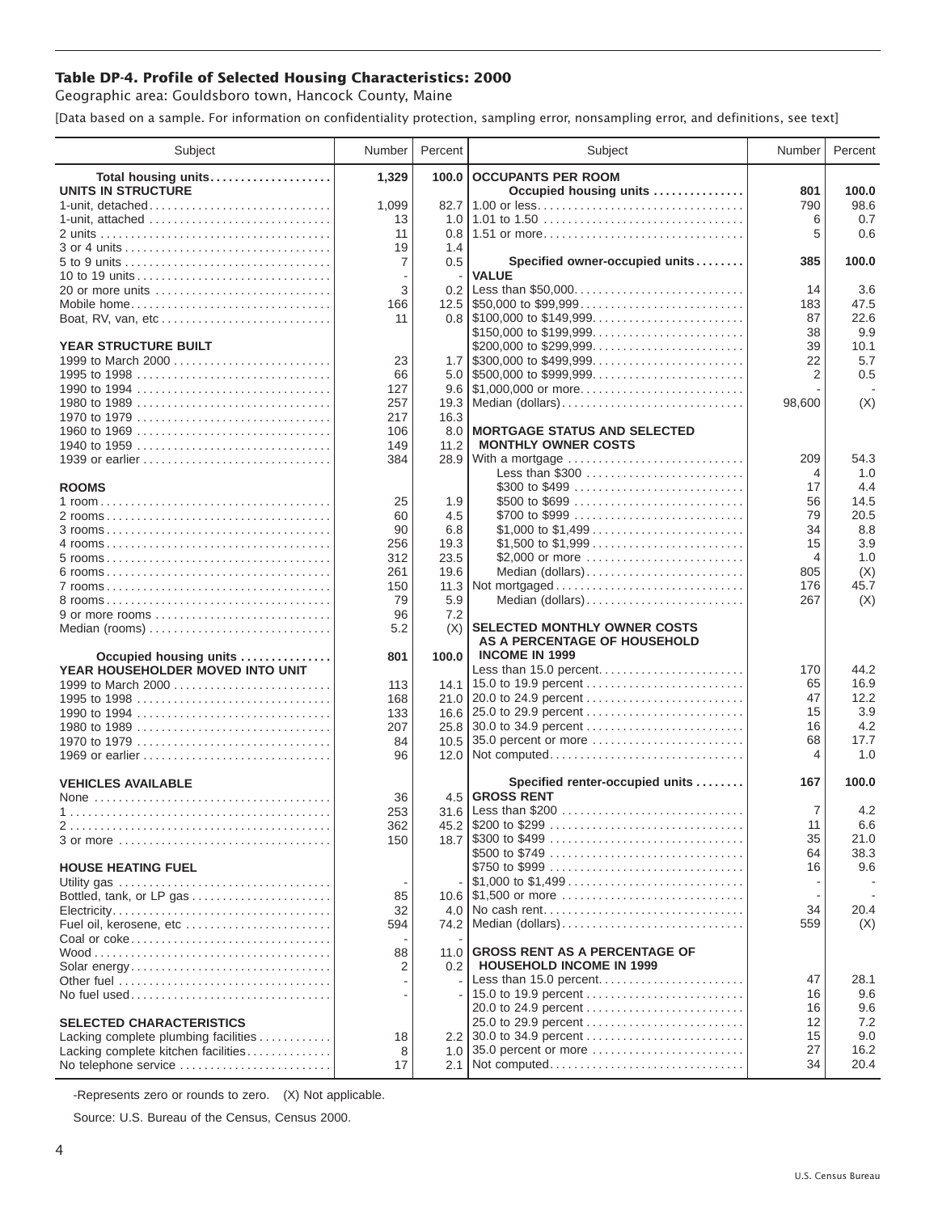## Table DP-4. Profile of Selected Housing Characteristics: 2000

Geographic area: Gouldsboro town, Hancock County, Maine

[Data based on a sample. For information on confidentiality protection, sampling error, nonsampling error, and definitions, see text]

| Subject | Number | Percent | Subject | Number | Percent |
|---|---|---|---|---|---|
| **Total housing units** | **1,329** | **100.0** | **OCCUPANTS PER ROOM** | | |
| **UNITS IN STRUCTURE** | | | **Occupied housing units** | **801** | **100.0** |
| 1-unit, detached | 1,099 | 82.7 | 1.00 or less | 790 | 98.6 |
| 1-unit, attached | 13 | 1.0 | 1.01 to 1.50 | 6 | 0.7 |
| 2 units | 11 | 0.8 | 1.51 or more | 5 | 0.6 |
| 3 or 4 units | 19 | 1.4 | | | |
| 5 to 9 units | 7 | 0.5 | **Specified owner-occupied units** | **385** | **100.0** |
| 10 to 19 units | - | - | **VALUE** | | |
| 20 or more units | 3 | 0.2 | Less than $50,000 | 14 | 3.6 |
| Mobile home | 166 | 12.5 | $50,000 to $99,999 | 183 | 47.5 |
| Boat, RV, van, etc | 11 | 0.8 | $100,000 to $149,999 | 87 | 22.6 |
| | | | $150,000 to $199,999 | 38 | 9.9 |
| **YEAR STRUCTURE BUILT** | | | $200,000 to $299,999 | 39 | 10.1 |
| 1999 to March 2000 | 23 | 1.7 | $300,000 to $499,999 | 22 | 5.7 |
| 1995 to 1998 | 66 | 5.0 | $500,000 to $999,999 | 2 | 0.5 |
| 1990 to 1994 | 127 | 9.6 | $1,000,000 or more | - | - |
| 1980 to 1989 | 257 | 19.3 | Median (dollars) | 98,600 | (X) |
| 1970 to 1979 | 217 | 16.3 | | | |
| 1960 to 1969 | 106 | 8.0 | **MORTGAGE STATUS AND SELECTED** | | |
| 1940 to 1959 | 149 | 11.2 | **MONTHLY OWNER COSTS** | | |
| 1939 or earlier | 384 | 28.9 | With a mortgage | 209 | 54.3 |
| | | | Less than $300 | 4 | 1.0 |
| **ROOMS** | | | $300 to $499 | 17 | 4.4 |
| 1 room | 25 | 1.9 | $500 to $699 | 56 | 14.5 |
| 2 rooms | 60 | 4.5 | $700 to $999 | 79 | 20.5 |
| 3 rooms | 90 | 6.8 | $1,000 to $1,499 | 34 | 8.8 |
| 4 rooms | 256 | 19.3 | $1,500 to $1,999 | 15 | 3.9 |
| 5 rooms | 312 | 23.5 | $2,000 or more | 4 | 1.0 |
| 6 rooms | 261 | 19.6 | Median (dollars) | 805 | (X) |
| 7 rooms | 150 | 11.3 | Not mortgaged | 176 | 45.7 |
| 8 rooms | 79 | 5.9 | Median (dollars) | 267 | (X) |
| 9 or more rooms | 96 | 7.2 | | | |
| Median (rooms) | 5.2 | (X) | **SELECTED MONTHLY OWNER COSTS AS A PERCENTAGE OF HOUSEHOLD INCOME IN 1999** | | |
| **Occupied housing units** | **801** | **100.0** | | | |
| **YEAR HOUSEHOLDER MOVED INTO UNIT** | | | Less than 15.0 percent | 170 | 44.2 |
| 1999 to March 2000 | 113 | 14.1 | 15.0 to 19.9 percent | 65 | 16.9 |
| 1995 to 1998 | 168 | 21.0 | 20.0 to 24.9 percent | 47 | 12.2 |
| 1990 to 1994 | 133 | 16.6 | 25.0 to 29.9 percent | 15 | 3.9 |
| 1980 to 1989 | 207 | 25.8 | 30.0 to 34.9 percent | 16 | 4.2 |
| 1970 to 1979 | 84 | 10.5 | 35.0 percent or more | 68 | 17.7 |
| 1969 or earlier | 96 | 12.0 | Not computed | 4 | 1.0 |
| | | | | | |
| **VEHICLES AVAILABLE** | | | **Specified renter-occupied units** | **167** | **100.0** |
| None | 36 | 4.5 | **GROSS RENT** | | |
| 1 | 253 | 31.6 | Less than $200 | 7 | 4.2 |
| 2 | 362 | 45.2 | $200 to $299 | 11 | 6.6 |
| 3 or more | 150 | 18.7 | $300 to $499 | 35 | 21.0 |
| | | | $500 to $749 | 64 | 38.3 |
| **HOUSE HEATING FUEL** | | | $750 to $999 | 16 | 9.6 |
| Utility gas | - | - | $1,000 to $1,499 | - | - |
| Bottled, tank, or LP gas | 85 | 10.6 | $1,500 or more | - | - |
| Electricity | 32 | 4.0 | No cash rent | 34 | 20.4 |
| Fuel oil, kerosene, etc | 594 | 74.2 | Median (dollars) | 559 | (X) |
| Coal or coke | - | - | | | |
| Wood | 88 | 11.0 | **GROSS RENT AS A PERCENTAGE OF** | | |
| Solar energy | 2 | 0.2 | **HOUSEHOLD INCOME IN 1999** | | |
| Other fuel | - | - | Less than 15.0 percent | 47 | 28.1 |
| No fuel used | - | - | 15.0 to 19.9 percent | 16 | 9.6 |
| | | | 20.0 to 24.9 percent | 16 | 9.6 |
| **SELECTED CHARACTERISTICS** | | | 25.0 to 29.9 percent | 12 | 7.2 |
| Lacking complete plumbing facilities | 18 | 2.2 | 30.0 to 34.9 percent | 15 | 9.0 |
| Lacking complete kitchen facilities | 8 | 1.0 | 35.0 percent or more | 27 | 16.2 |
| No telephone service | 17 | 2.1 | Not computed | 34 | 20.4 |

-Represents zero or rounds to zero. (X) Not applicable.

Source: U.S. Bureau of the Census, Census 2000.